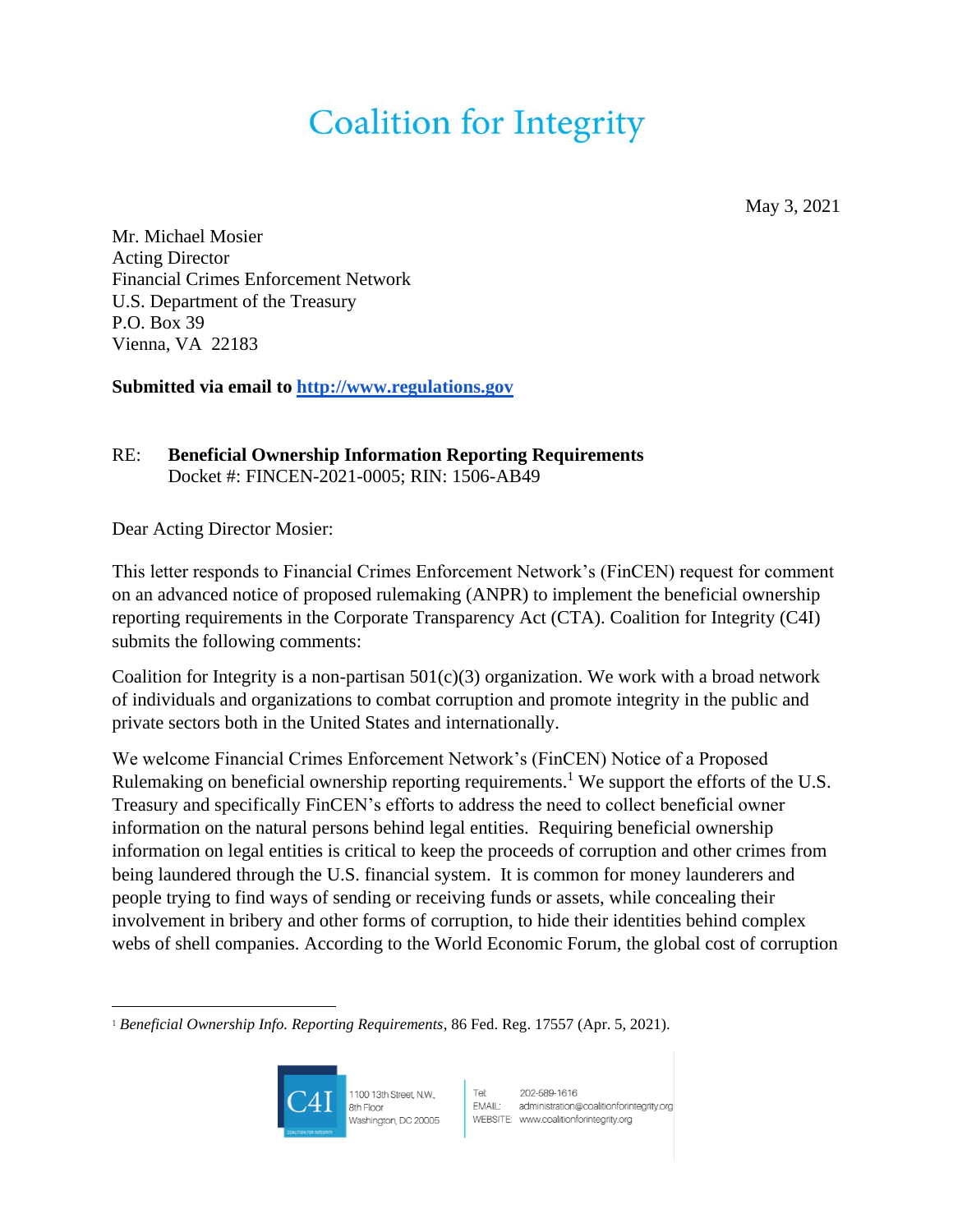# Coalition for Integrity

May 3, 2021

Mr. Michael Mosier
Acting Director
Financial Crimes Enforcement Network
U.S. Department of the Treasury
P.O. Box 39
Vienna, VA 22183

**Submitted via email to [http://www.regulations.gov](http://www.regulations.gov)**

RE: **Beneficial Ownership Information Reporting Requirements**
Docket #: FINCEN-2021-0005; RIN: 1506-AB49

Dear Acting Director Mosier:

This letter responds to Financial Crimes Enforcement Network's (FinCEN) request for comment on an advanced notice of proposed rulemaking (ANPR) to implement the beneficial ownership reporting requirements in the Corporate Transparency Act (CTA). Coalition for Integrity (C4I) submits the following comments:

Coalition for Integrity is a non-partisan 501(c)(3) organization. We work with a broad network of individuals and organizations to combat corruption and promote integrity in the public and private sectors both in the United States and internationally.

We welcome Financial Crimes Enforcement Network's (FinCEN) Notice of a Proposed Rulemaking on beneficial ownership reporting requirements.[1] We support the efforts of the U.S. Treasury and specifically FinCEN's efforts to address the need to collect beneficial owner information on the natural persons behind legal entities. Requiring beneficial ownership information on legal entities is critical to keep the proceeds of corruption and other crimes from being laundered through the U.S. financial system. It is common for money launderers and people trying to find ways of sending or receiving funds or assets, while concealing their involvement in bribery and other forms of corruption, to hide their identities behind complex webs of shell companies. According to the World Economic Forum, the global cost of corruption

[1] *Beneficial Ownership Info. Reporting Requirements*, 86 Fed. Reg. 17557 (Apr. 5, 2021).

C4I 1100 13th Street, N.W., 8th Floor Washington, DC 20005 | Tel: 202-589-1616 EMAIL: administration@coalitionforintegrity.org WEBSITE: www.coalitionforintegrity.org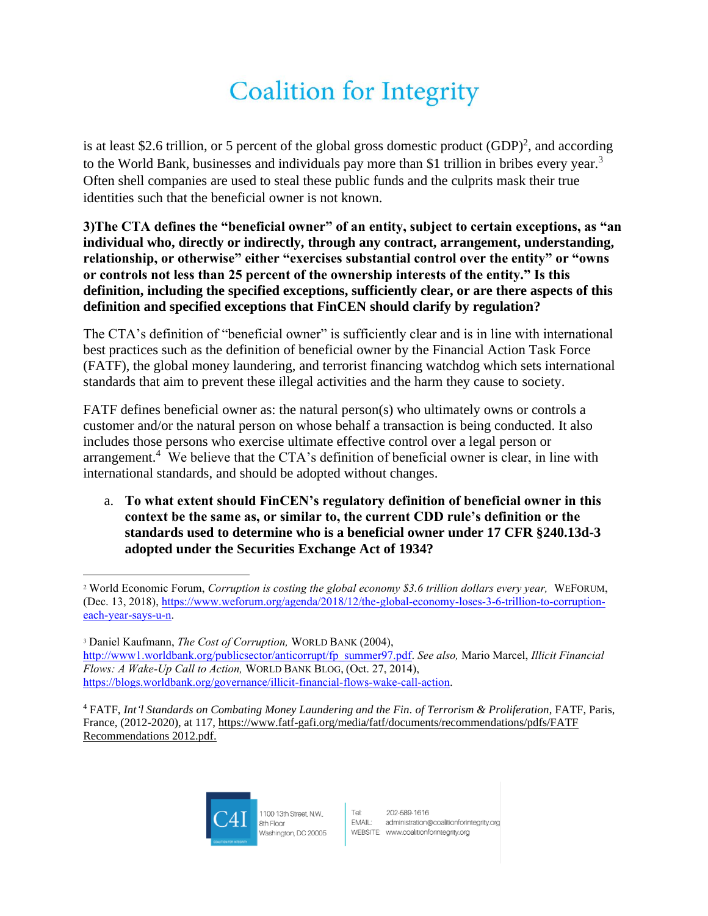is at least $2.6 trillion, or 5 percent of the global gross domestic product (GDP)[2], and according to the World Bank, businesses and individuals pay more than $1 trillion in bribes every year.[3] Often shell companies are used to steal these public funds and the culprits mask their true identities such that the beneficial owner is not known.

**3)The CTA defines the "beneficial owner" of an entity, subject to certain exceptions, as "an individual who, directly or indirectly, through any contract, arrangement, understanding, relationship, or otherwise" either "exercises substantial control over the entity" or "owns or controls not less than 25 percent of the ownership interests of the entity." Is this definition, including the specified exceptions, sufficiently clear, or are there aspects of this definition and specified exceptions that FinCEN should clarify by regulation?**

The CTA's definition of "beneficial owner" is sufficiently clear and is in line with international best practices such as the definition of beneficial owner by the Financial Action Task Force (FATF), the global money laundering, and terrorist financing watchdog which sets international standards that aim to prevent these illegal activities and the harm they cause to society.

FATF defines beneficial owner as: the natural person(s) who ultimately owns or controls a customer and/or the natural person on whose behalf a transaction is being conducted. It also includes those persons who exercise ultimate effective control over a legal person or arrangement.[4] We believe that the CTA's definition of beneficial owner is clear, in line with international standards, and should be adopted without changes.

a. **To what extent should FinCEN's regulatory definition of beneficial owner in this context be the same as, or similar to, the current CDD rule's definition or the standards used to determine who is a beneficial owner under 17 CFR §240.13d-3 adopted under the Securities Exchange Act of 1934?**

---

[2] World Economic Forum, *Corruption is costing the global economy $3.6 trillion dollars every year,* WEFORUM, (Dec. 13, 2018), https://www.weforum.org/agenda/2018/12/the-global-economy-loses-3-6-trillion-to-corruption-each-year-says-u-n.

[3] Daniel Kaufmann, *The Cost of Corruption,* WORLD BANK (2004), http://www1.worldbank.org/publicsector/anticorrupt/fp_summer97.pdf. *See also,* Mario Marcel, *Illicit Financial Flows: A Wake-Up Call to Action,* WORLD BANK BLOG, (Oct. 27, 2014), https://blogs.worldbank.org/governance/illicit-financial-flows-wake-call-action.

[4] FATF, *Int'l Standards on Combating Money Laundering and the Fin. of Terrorism & Proliferation*, FATF, Paris, France, (2012-2020), at 117, https://www.fatf-gafi.org/media/fatf/documents/recommendations/pdfs/FATF Recommendations 2012.pdf.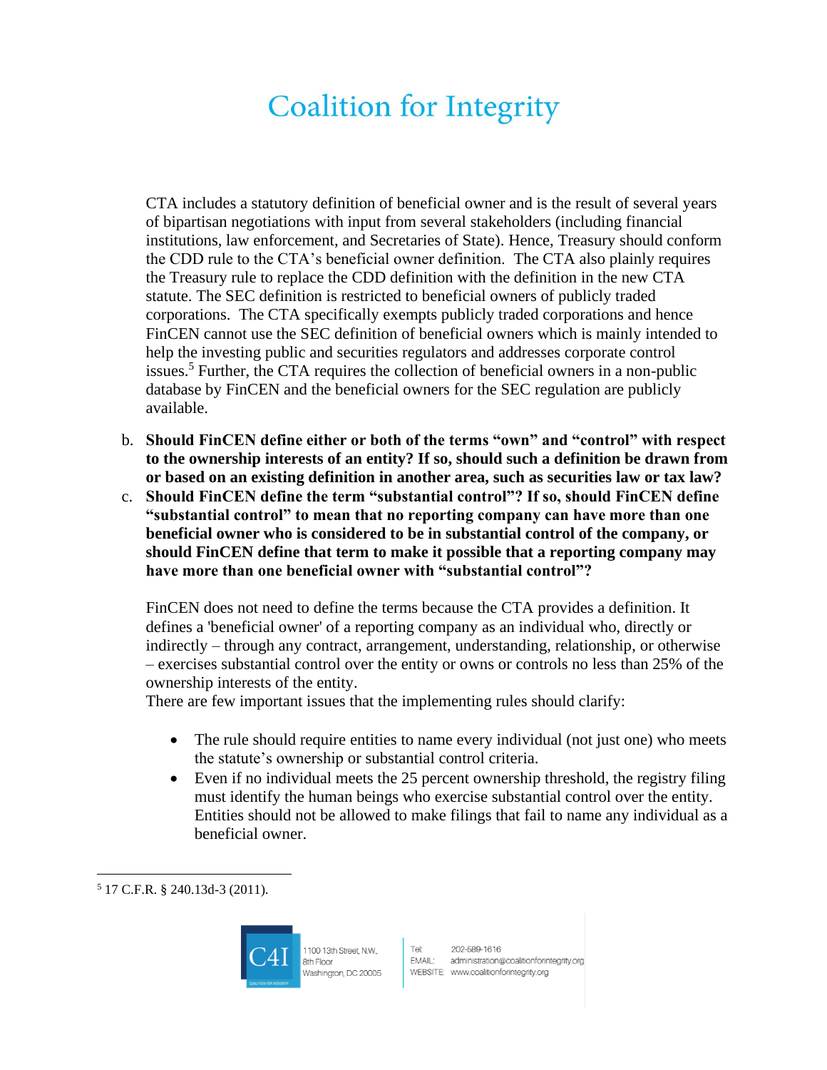CTA includes a statutory definition of beneficial owner and is the result of several years of bipartisan negotiations with input from several stakeholders (including financial institutions, law enforcement, and Secretaries of State). Hence, Treasury should conform the CDD rule to the CTA's beneficial owner definition. The CTA also plainly requires the Treasury rule to replace the CDD definition with the definition in the new CTA statute. The SEC definition is restricted to beneficial owners of publicly traded corporations. The CTA specifically exempts publicly traded corporations and hence FinCEN cannot use the SEC definition of beneficial owners which is mainly intended to help the investing public and securities regulators and addresses corporate control issues.[5] Further, the CTA requires the collection of beneficial owners in a non-public database by FinCEN and the beneficial owners for the SEC regulation are publicly available.

b. **Should FinCEN define either or both of the terms "own" and "control" with respect to the ownership interests of an entity? If so, should such a definition be drawn from or based on an existing definition in another area, such as securities law or tax law?**

c. **Should FinCEN define the term "substantial control"? If so, should FinCEN define "substantial control" to mean that no reporting company can have more than one beneficial owner who is considered to be in substantial control of the company, or should FinCEN define that term to make it possible that a reporting company may have more than one beneficial owner with "substantial control"?**

FinCEN does not need to define the terms because the CTA provides a definition. It defines a 'beneficial owner' of a reporting company as an individual who, directly or indirectly – through any contract, arrangement, understanding, relationship, or otherwise – exercises substantial control over the entity or owns or controls no less than 25% of the ownership interests of the entity.

There are few important issues that the implementing rules should clarify:

- The rule should require entities to name every individual (not just one) who meets the statute's ownership or substantial control criteria.
- Even if no individual meets the 25 percent ownership threshold, the registry filing must identify the human beings who exercise substantial control over the entity. Entities should not be allowed to make filings that fail to name any individual as a beneficial owner.

[5] 17 C.F.R. § 240.13d-3 (2011).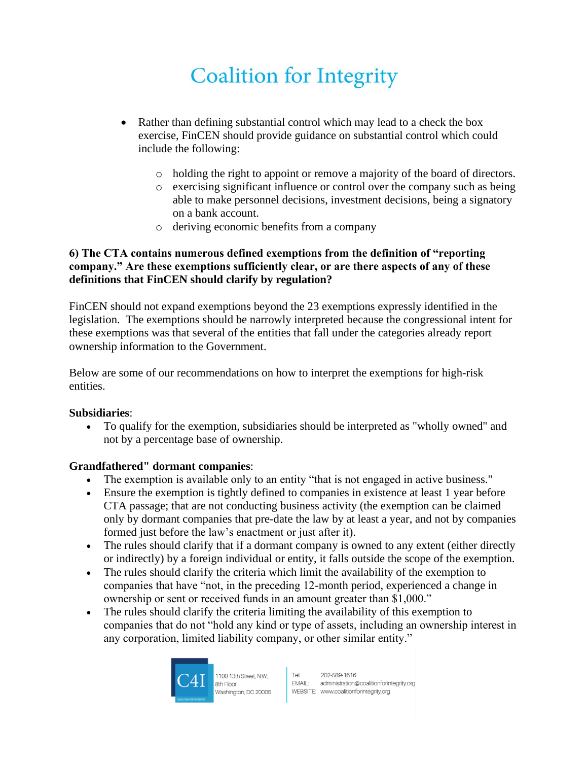- Rather than defining substantial control which may lead to a check the box exercise, FinCEN should provide guidance on substantial control which could include the following:
  - holding the right to appoint or remove a majority of the board of directors.
  - exercising significant influence or control over the company such as being able to make personnel decisions, investment decisions, being a signatory on a bank account.
  - deriving economic benefits from a company

**6) The CTA contains numerous defined exemptions from the definition of "reporting company." Are these exemptions sufficiently clear, or are there aspects of any of these definitions that FinCEN should clarify by regulation?**

FinCEN should not expand exemptions beyond the 23 exemptions expressly identified in the legislation. The exemptions should be narrowly interpreted because the congressional intent for these exemptions was that several of the entities that fall under the categories already report ownership information to the Government.

Below are some of our recommendations on how to interpret the exemptions for high-risk entities.

**Subsidiaries**:

- To qualify for the exemption, subsidiaries should be interpreted as "wholly owned" and not by a percentage base of ownership.

**Grandfathered" dormant companies**:

- The exemption is available only to an entity "that is not engaged in active business."
- Ensure the exemption is tightly defined to companies in existence at least 1 year before CTA passage; that are not conducting business activity (the exemption can be claimed only by dormant companies that pre-date the law by at least a year, and not by companies formed just before the law's enactment or just after it).
- The rules should clarify that if a dormant company is owned to any extent (either directly or indirectly) by a foreign individual or entity, it falls outside the scope of the exemption.
- The rules should clarify the criteria which limit the availability of the exemption to companies that have "not, in the preceding 12-month period, experienced a change in ownership or sent or received funds in an amount greater than $1,000."
- The rules should clarify the criteria limiting the availability of this exemption to companies that do not "hold any kind or type of assets, including an ownership interest in any corporation, limited liability company, or other similar entity."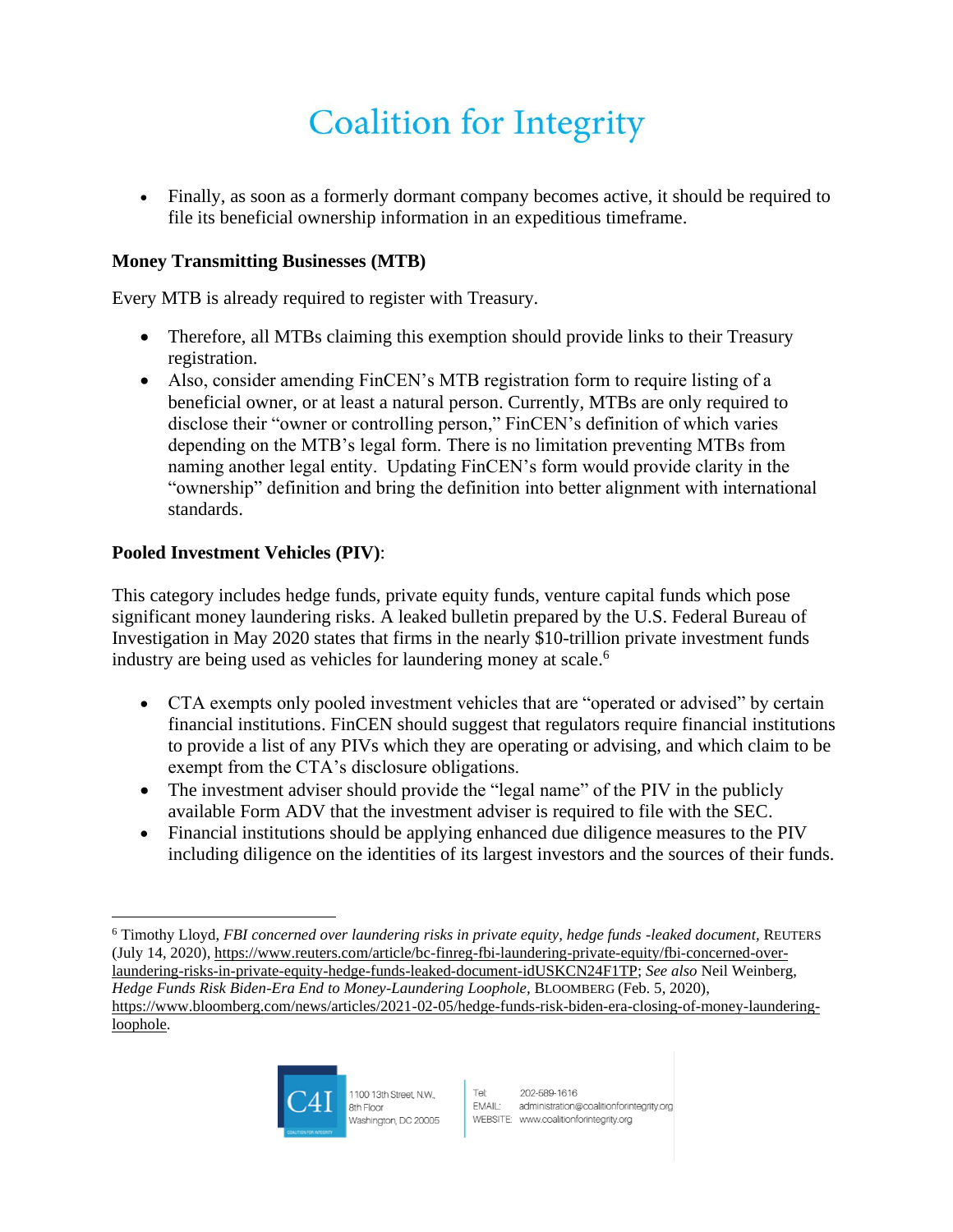- Finally, as soon as a formerly dormant company becomes active, it should be required to file its beneficial ownership information in an expeditious timeframe.

**Money Transmitting Businesses (MTB)**

Every MTB is already required to register with Treasury.

- Therefore, all MTBs claiming this exemption should provide links to their Treasury registration.
- Also, consider amending FinCEN's MTB registration form to require listing of a beneficial owner, or at least a natural person. Currently, MTBs are only required to disclose their "owner or controlling person," FinCEN's definition of which varies depending on the MTB's legal form. There is no limitation preventing MTBs from naming another legal entity. Updating FinCEN's form would provide clarity in the "ownership" definition and bring the definition into better alignment with international standards.

**Pooled Investment Vehicles (PIV)**:

This category includes hedge funds, private equity funds, venture capital funds which pose significant money laundering risks. A leaked bulletin prepared by the U.S. Federal Bureau of Investigation in May 2020 states that firms in the nearly $10-trillion private investment funds industry are being used as vehicles for laundering money at scale.[6]

- CTA exempts only pooled investment vehicles that are "operated or advised" by certain financial institutions. FinCEN should suggest that regulators require financial institutions to provide a list of any PIVs which they are operating or advising, and which claim to be exempt from the CTA's disclosure obligations.
- The investment adviser should provide the "legal name" of the PIV in the publicly available Form ADV that the investment adviser is required to file with the SEC.
- Financial institutions should be applying enhanced due diligence measures to the PIV including diligence on the identities of its largest investors and the sources of their funds.

---

[6] Timothy Lloyd, *FBI concerned over laundering risks in private equity, hedge funds -leaked document,* REUTERS (July 14, 2020), https://www.reuters.com/article/bc-finreg-fbi-laundering-private-equity/fbi-concerned-over-laundering-risks-in-private-equity-hedge-funds-leaked-document-idUSKCN24F1TP; *See also* Neil Weinberg, *Hedge Funds Risk Biden-Era End to Money-Laundering Loophole*, BLOOMBERG (Feb. 5, 2020), https://www.bloomberg.com/news/articles/2021-02-05/hedge-funds-risk-biden-era-closing-of-money-laundering-loophole.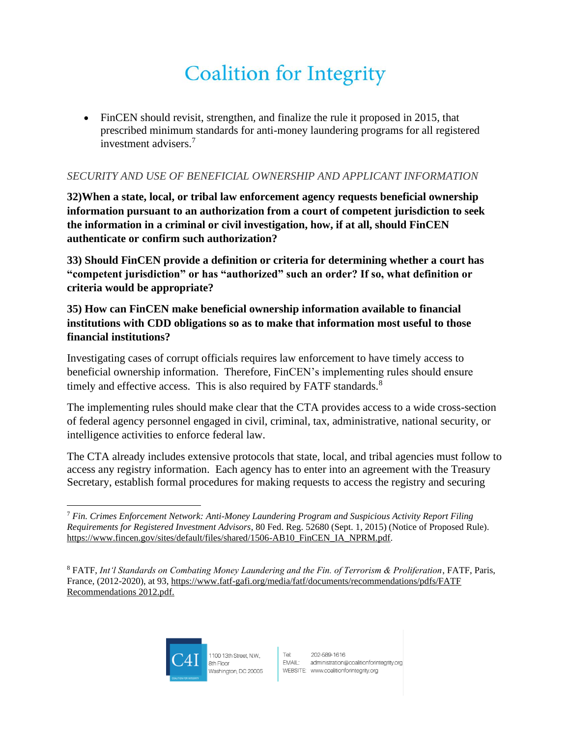- FinCEN should revisit, strengthen, and finalize the rule it proposed in 2015, that prescribed minimum standards for anti-money laundering programs for all registered investment advisers.[7]

*SECURITY AND USE OF BENEFICIAL OWNERSHIP AND APPLICANT INFORMATION*

**32)When a state, local, or tribal law enforcement agency requests beneficial ownership information pursuant to an authorization from a court of competent jurisdiction to seek the information in a criminal or civil investigation, how, if at all, should FinCEN authenticate or confirm such authorization?**

**33) Should FinCEN provide a definition or criteria for determining whether a court has "competent jurisdiction" or has "authorized" such an order? If so, what definition or criteria would be appropriate?**

**35) How can FinCEN make beneficial ownership information available to financial institutions with CDD obligations so as to make that information most useful to those financial institutions?**

Investigating cases of corrupt officials requires law enforcement to have timely access to beneficial ownership information. Therefore, FinCEN's implementing rules should ensure timely and effective access. This is also required by FATF standards.[8]

The implementing rules should make clear that the CTA provides access to a wide cross-section of federal agency personnel engaged in civil, criminal, tax, administrative, national security, or intelligence activities to enforce federal law.

The CTA already includes extensive protocols that state, local, and tribal agencies must follow to access any registry information. Each agency has to enter into an agreement with the Treasury Secretary, establish formal procedures for making requests to access the registry and securing

---

[7] *Fin. Crimes Enforcement Network: Anti-Money Laundering Program and Suspicious Activity Report Filing Requirements for Registered Investment Advisors*, 80 Fed. Reg. 52680 (Sept. 1, 2015) (Notice of Proposed Rule). https://www.fincen.gov/sites/default/files/shared/1506-AB10_FinCEN_IA_NPRM.pdf.

[8] FATF, *Int'l Standards on Combating Money Laundering and the Fin. of Terrorism & Proliferation*, FATF, Paris, France, (2012-2020), at 93, https://www.fatf-gafi.org/media/fatf/documents/recommendations/pdfs/FATF Recommendations 2012.pdf.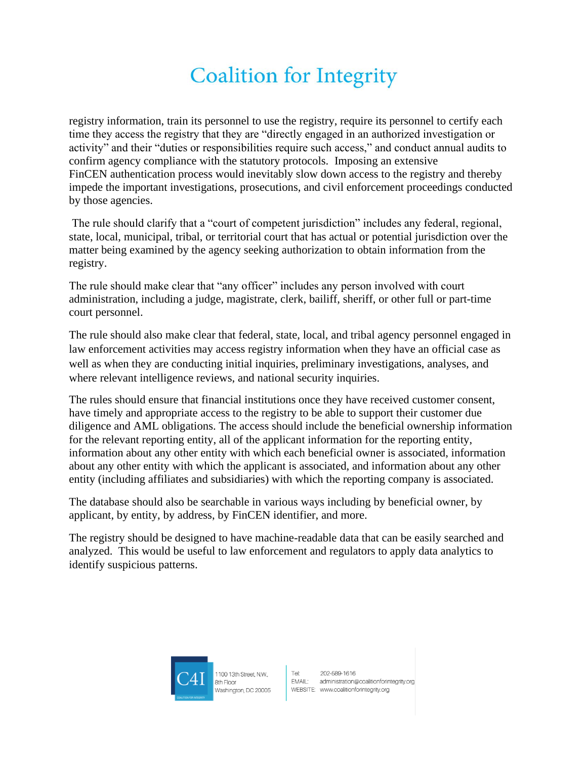registry information, train its personnel to use the registry, require its personnel to certify each time they access the registry that they are "directly engaged in an authorized investigation or activity" and their "duties or responsibilities require such access," and conduct annual audits to confirm agency compliance with the statutory protocols. Imposing an extensive FinCEN authentication process would inevitably slow down access to the registry and thereby impede the important investigations, prosecutions, and civil enforcement proceedings conducted by those agencies.

The rule should clarify that a "court of competent jurisdiction" includes any federal, regional, state, local, municipal, tribal, or territorial court that has actual or potential jurisdiction over the matter being examined by the agency seeking authorization to obtain information from the registry.

The rule should make clear that "any officer" includes any person involved with court administration, including a judge, magistrate, clerk, bailiff, sheriff, or other full or part-time court personnel.

The rule should also make clear that federal, state, local, and tribal agency personnel engaged in law enforcement activities may access registry information when they have an official case as well as when they are conducting initial inquiries, preliminary investigations, analyses, and where relevant intelligence reviews, and national security inquiries.

The rules should ensure that financial institutions once they have received customer consent, have timely and appropriate access to the registry to be able to support their customer due diligence and AML obligations. The access should include the beneficial ownership information for the relevant reporting entity, all of the applicant information for the reporting entity, information about any other entity with which each beneficial owner is associated, information about any other entity with which the applicant is associated, and information about any other entity (including affiliates and subsidiaries) with which the reporting company is associated.

The database should also be searchable in various ways including by beneficial owner, by applicant, by entity, by address, by FinCEN identifier, and more.

The registry should be designed to have machine-readable data that can be easily searched and analyzed. This would be useful to law enforcement and regulators to apply data analytics to identify suspicious patterns.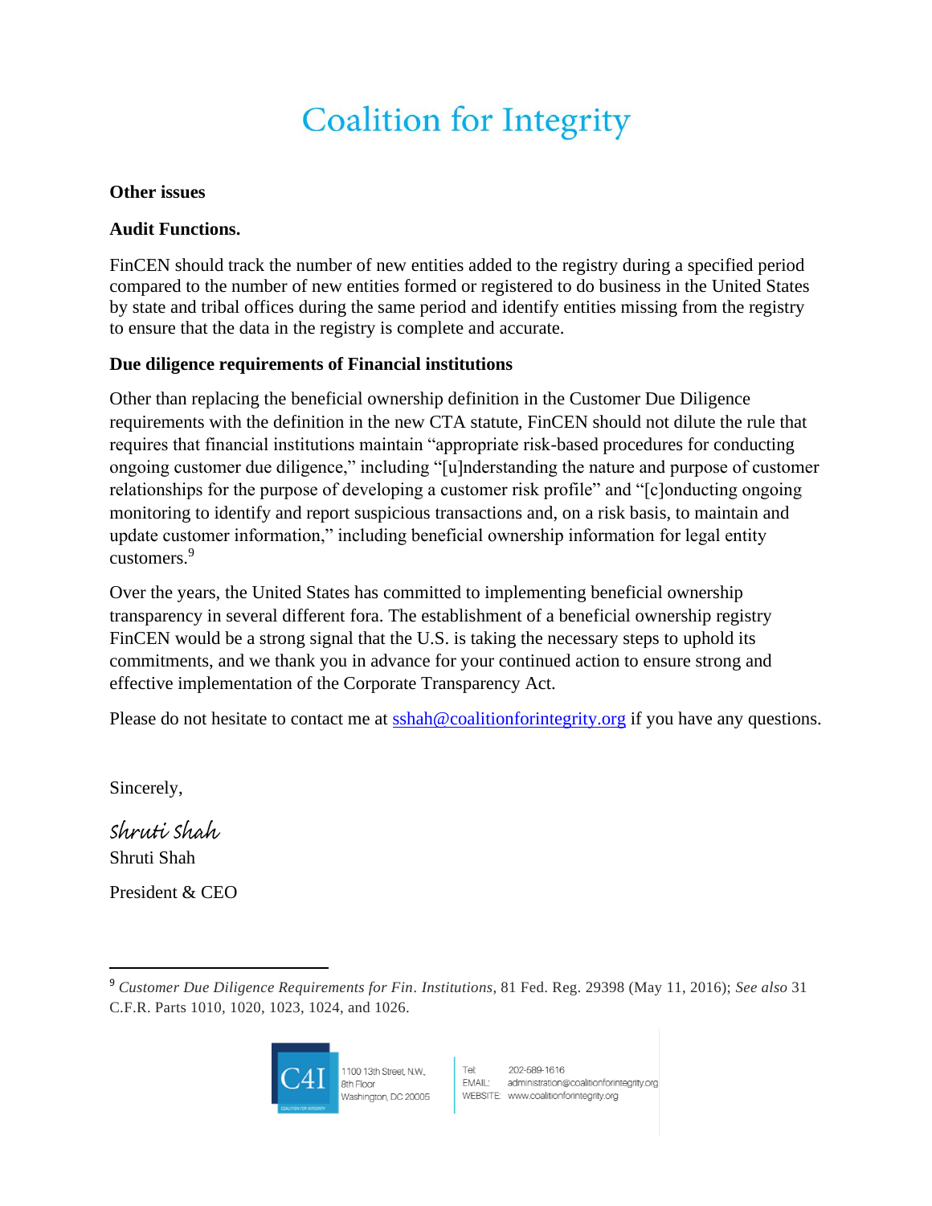**Other issues**

**Audit Functions.**

FinCEN should track the number of new entities added to the registry during a specified period compared to the number of new entities formed or registered to do business in the United States by state and tribal offices during the same period and identify entities missing from the registry to ensure that the data in the registry is complete and accurate.

**Due diligence requirements of Financial institutions**

Other than replacing the beneficial ownership definition in the Customer Due Diligence requirements with the definition in the new CTA statute, FinCEN should not dilute the rule that requires that financial institutions maintain "appropriate risk-based procedures for conducting ongoing customer due diligence," including "[u]nderstanding the nature and purpose of customer relationships for the purpose of developing a customer risk profile" and "[c]onducting ongoing monitoring to identify and report suspicious transactions and, on a risk basis, to maintain and update customer information," including beneficial ownership information for legal entity customers.[9]

Over the years, the United States has committed to implementing beneficial ownership transparency in several different fora. The establishment of a beneficial ownership registry FinCEN would be a strong signal that the U.S. is taking the necessary steps to uphold its commitments, and we thank you in advance for your continued action to ensure strong and effective implementation of the Corporate Transparency Act.

Please do not hesitate to contact me at sshah@coalitionforintegrity.org if you have any questions.

Sincerely,

*Shruti Shah*

Shruti Shah

President & CEO

---

[9] *Customer Due Diligence Requirements for Fin. Institutions*, 81 Fed. Reg. 29398 (May 11, 2016); *See also* 31 C.F.R. Parts 1010, 1020, 1023, 1024, and 1026.